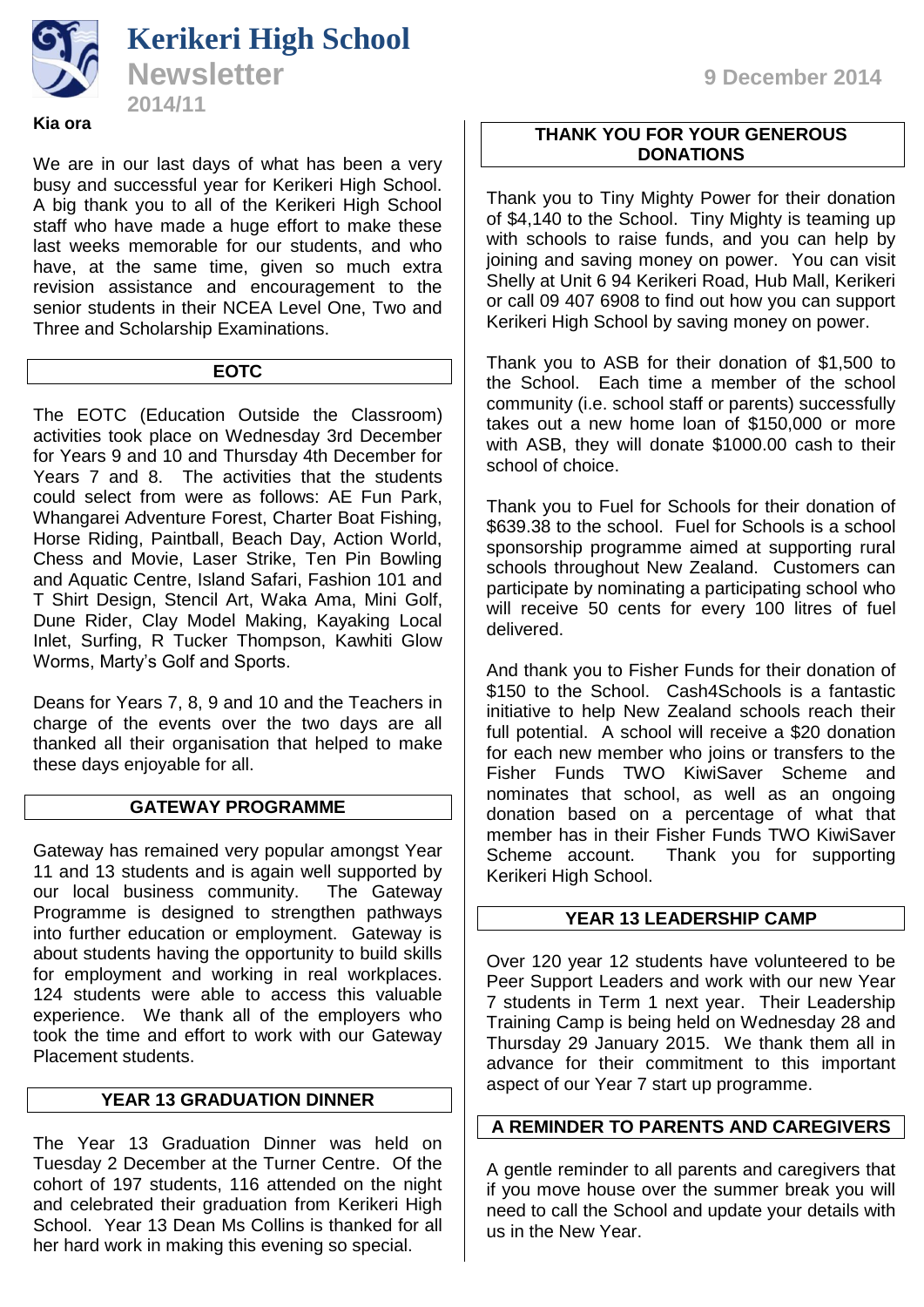# Kerikeri High School

## Newsletter

**2014/11**

**9 December 2014**

**Kia ora**

We are in our last days of what has been a very busy and successful year for Kerikeri High School. A big thank you to all of the Kerikeri High School staff who have made a huge effort to make these last weeks memorable for our students, and who have, at the same time, given so much extra revision assistance and encouragement to the senior students in their NCEA Level One, Two and Three and Scholarship Examinations.

### EOTC

The EOTC (Education Outside the Classroom) activities took place on Wednesday 3rd December for Years 9 and 10 and Thursday 4th December for Years 7 and 8. The activities that the students could select from were as follows: AE Fun Park, Whangarei Adventure Forest, Charter Boat Fishing, Horse Riding, Paintball, Beach Day, Action World, Chess and Movie, Laser Strike, Ten Pin Bowling and Aquatic Centre, Island Safari, Fashion 101 and T Shirt Design, Stencil Art, Waka Ama, Mini Golf, Dune Rider, Clay Model Making, Kayaking Local Inlet, Surfing, R Tucker Thompson, Kawhiti Glow Worms, Marty's Golf and Sports.

Deans for Years 7, 8, 9 and 10 and the Teachers in charge of the events over the two days are all thanked all their organisation that helped to make these days enjoyable for all.

### GATEWAY PROGRAMME

Gateway has remained very popular amongst Year 11 and 13 students and is again well supported by our local business community. The Gateway Programme is designed to strengthen pathways into further education or employment. Gateway is about students having the opportunity to build skills for employment and working in real workplaces. 124 students were able to access this valuable experience. We thank all of the employers who took the time and effort to work with our Gateway Placement students.

### YEAR 13 GRADUATION DINNER

The Year 13 Graduation Dinner was held on Tuesday 2 December at the Turner Centre. Of the cohort of 197 students, 116 attended on the night and celebrated their graduation from Kerikeri High School. Year 13 Dean Ms Collins is thanked for all her hard work in making this evening so special.

### THANK YOU FOR YOUR GENEROUS DONATIONS

Thank you to Tiny Mighty Power for their donation of $4,140 to the School. Tiny Mighty is teaming up with schools to raise funds, and you can help by joining and saving money on power. You can visit Shelly at Unit 6 94 Kerikeri Road, Hub Mall, Kerikeri or call 09 407 6908 to find out how you can support Kerikeri High School by saving money on power.

Thank you to ASB for their donation of $1,500 to the School. Each time a member of the school community (i.e. school staff or parents) successfully takes out a new home loan of $150,000 or more with ASB, they will donate $1000.00 cash to their school of choice.

Thank you to Fuel for Schools for their donation of $639.38 to the school. Fuel for Schools is a school sponsorship programme aimed at supporting rural schools throughout New Zealand. Customers can participate by nominating a participating school who will receive 50 cents for every 100 litres of fuel delivered.

And thank you to Fisher Funds for their donation of $150 to the School. Cash4Schools is a fantastic initiative to help New Zealand schools reach their full potential. A school will receive a $20 donation for each new member who joins or transfers to the Fisher Funds TWO KiwiSaver Scheme and nominates that school, as well as an ongoing donation based on a percentage of what that member has in their Fisher Funds TWO KiwiSaver Scheme account. Thank you for supporting Kerikeri High School.

### YEAR 13 LEADERSHIP CAMP

Over 120 year 12 students have volunteered to be Peer Support Leaders and work with our new Year 7 students in Term 1 next year. Their Leadership Training Camp is being held on Wednesday 28 and Thursday 29 January 2015. We thank them all in advance for their commitment to this important aspect of our Year 7 start up programme.

### A REMINDER TO PARENTS AND CAREGIVERS

A gentle reminder to all parents and caregivers that if you move house over the summer break you will need to call the School and update your details with us in the New Year.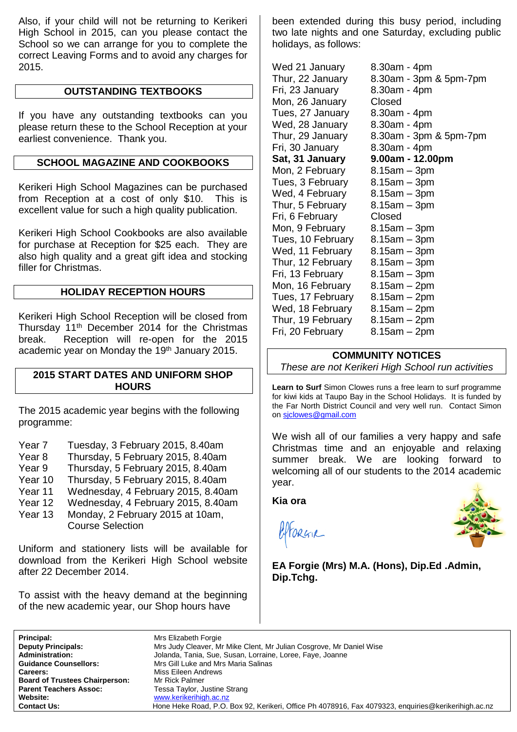Also, if your child will not be returning to Kerikeri High School in 2015, can you please contact the School so we can arrange for you to complete the correct Leaving Forms and to avoid any charges for 2015.

## OUTSTANDING TEXTBOOKS

If you have any outstanding textbooks can you please return these to the School Reception at your earliest convenience. Thank you.

## SCHOOL MAGAZINE AND COOKBOOKS

Kerikeri High School Magazines can be purchased from Reception at a cost of only $10. This is excellent value for such a high quality publication.

Kerikeri High School Cookbooks are also available for purchase at Reception for $25 each. They are also high quality and a great gift idea and stocking filler for Christmas.

## HOLIDAY RECEPTION HOURS

Kerikeri High School Reception will be closed from Thursday 11th December 2014 for the Christmas break. Reception will re-open for the 2015 academic year on Monday the 19th January 2015.

## 2015 START DATES AND UNIFORM SHOP HOURS

The 2015 academic year begins with the following programme:

| | |
|---|---|
| Year 7 | Tuesday, 3 February 2015, 8.40am |
| Year 8 | Thursday, 5 February 2015, 8.40am |
| Year 9 | Thursday, 5 February 2015, 8.40am |
| Year 10 | Thursday, 5 February 2015, 8.40am |
| Year 11 | Wednesday, 4 February 2015, 8.40am |
| Year 12 | Wednesday, 4 February 2015, 8.40am |
| Year 13 | Monday, 2 February 2015 at 10am, Course Selection |

Uniform and stationery lists will be available for download from the Kerikeri High School website after 22 December 2014.

To assist with the heavy demand at the beginning of the new academic year, our Shop hours have been extended during this busy period, including two late nights and one Saturday, excluding public holidays, as follows:

| | |
|---|---|
| Wed 21 January | 8.30am - 4pm |
| Thur, 22 January | 8.30am - 3pm & 5pm-7pm |
| Fri, 23 January | 8.30am - 4pm |
| Mon, 26 January | Closed |
| Tues, 27 January | 8.30am - 4pm |
| Wed, 28 January | 8.30am - 4pm |
| Thur, 29 January | 8.30am - 3pm & 5pm-7pm |
| Fri, 30 January | 8.30am - 4pm |
| **Sat, 31 January** | **9.00am - 12.00pm** |
| Mon, 2 February | 8.15am – 3pm |
| Tues, 3 February | 8.15am – 3pm |
| Wed, 4 February | 8.15am – 3pm |
| Thur, 5 February | 8.15am – 3pm |
| Fri, 6 February | Closed |
| Mon, 9 February | 8.15am – 3pm |
| Tues, 10 February | 8.15am – 3pm |
| Wed, 11 February | 8.15am – 3pm |
| Thur, 12 February | 8.15am – 3pm |
| Fri, 13 February | 8.15am – 3pm |
| Mon, 16 February | 8.15am – 2pm |
| Tues, 17 February | 8.15am – 2pm |
| Wed, 18 February | 8.15am – 2pm |
| Thur, 19 February | 8.15am – 2pm |
| Fri, 20 February | 8.15am – 2pm |

## COMMUNITY NOTICES

*These are not Kerikeri High School run activities*

**Learn to Surf** Simon Clowes runs a free learn to surf programme for kiwi kids at Taupo Bay in the School Holidays. It is funded by the Far North District Council and very well run. Contact Simon on sjclowes@gmail.com

We wish all of our families a very happy and safe Christmas time and an enjoyable and relaxing summer break. We are looking forward to welcoming all of our students to the 2014 academic year.

**Kia ora**

EAForgie

**EA Forgie (Mrs) M.A. (Hons), Dip.Ed .Admin, Dip.Tchg.**

| | |
|---|---|
| **Principal:** | Mrs Elizabeth Forgie |
| **Deputy Principals:** | Mrs Judy Cleaver, Mr Mike Clent, Mr Julian Cosgrove, Mr Daniel Wise |
| **Administration:** | Jolanda, Tania, Sue, Susan, Lorraine, Loree, Faye, Joanne |
| **Guidance Counsellors:** | Mrs Gill Luke and Mrs Maria Salinas |
| **Careers:** | Miss Eileen Andrews |
| **Board of Trustees Chairperson:** | Mr Rick Palmer |
| **Parent Teachers Assoc:** | Tessa Taylor, Justine Strang |
| **Website:** | www.kerikerihigh.ac.nz |
| **Contact Us:** | Hone Heke Road, P.O. Box 92, Kerikeri, Office Ph 4078916, Fax 4079323, enquiries@kerikerihigh.ac.nz |